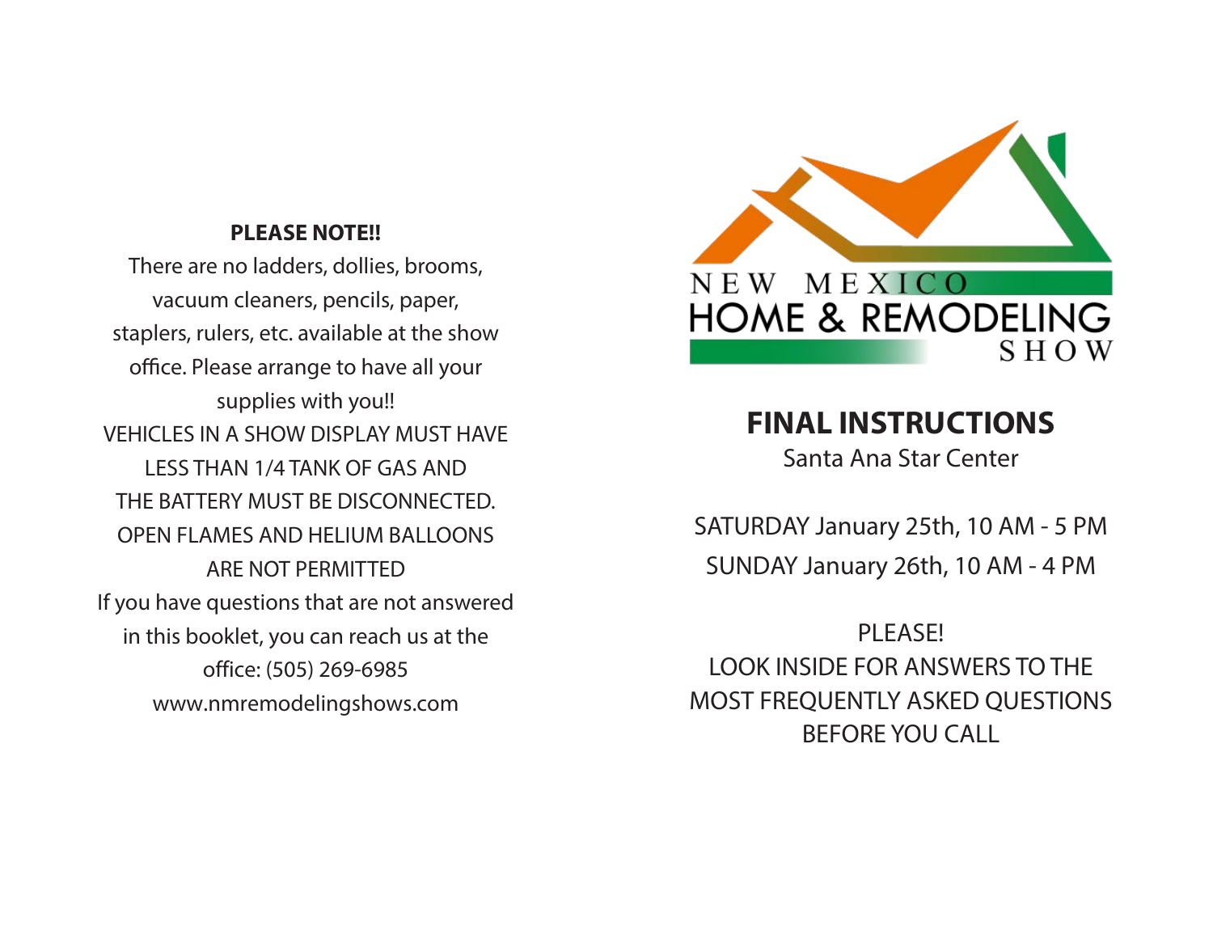**PLEASE NOTE!!**

There are no ladders, dollies, brooms, vacuum cleaners, pencils, paper, staplers, rulers, etc. available at the show office. Please arrange to have all your supplies with you!!

VEHICLES IN A SHOW DISPLAY MUST HAVE LESS THAN 1/4 TANK OF GAS AND THE BATTERY MUST BE DISCONNECTED.

OPEN FLAMES AND HELIUM BALLOONS ARE NOT PERMITTED

If you have questions that are not answered in this booklet, you can reach us at the office: (505) 269-6985

www.nmremodelingshows.com

NEW MEXICO HOME & REMODELING SHOW

# FINAL INSTRUCTIONS

Santa Ana Star Center

SATURDAY January 25th, 10 AM - 5 PM

SUNDAY January 26th, 10 AM - 4 PM

PLEASE!
LOOK INSIDE FOR ANSWERS TO THE MOST FREQUENTLY ASKED QUESTIONS BEFORE YOU CALL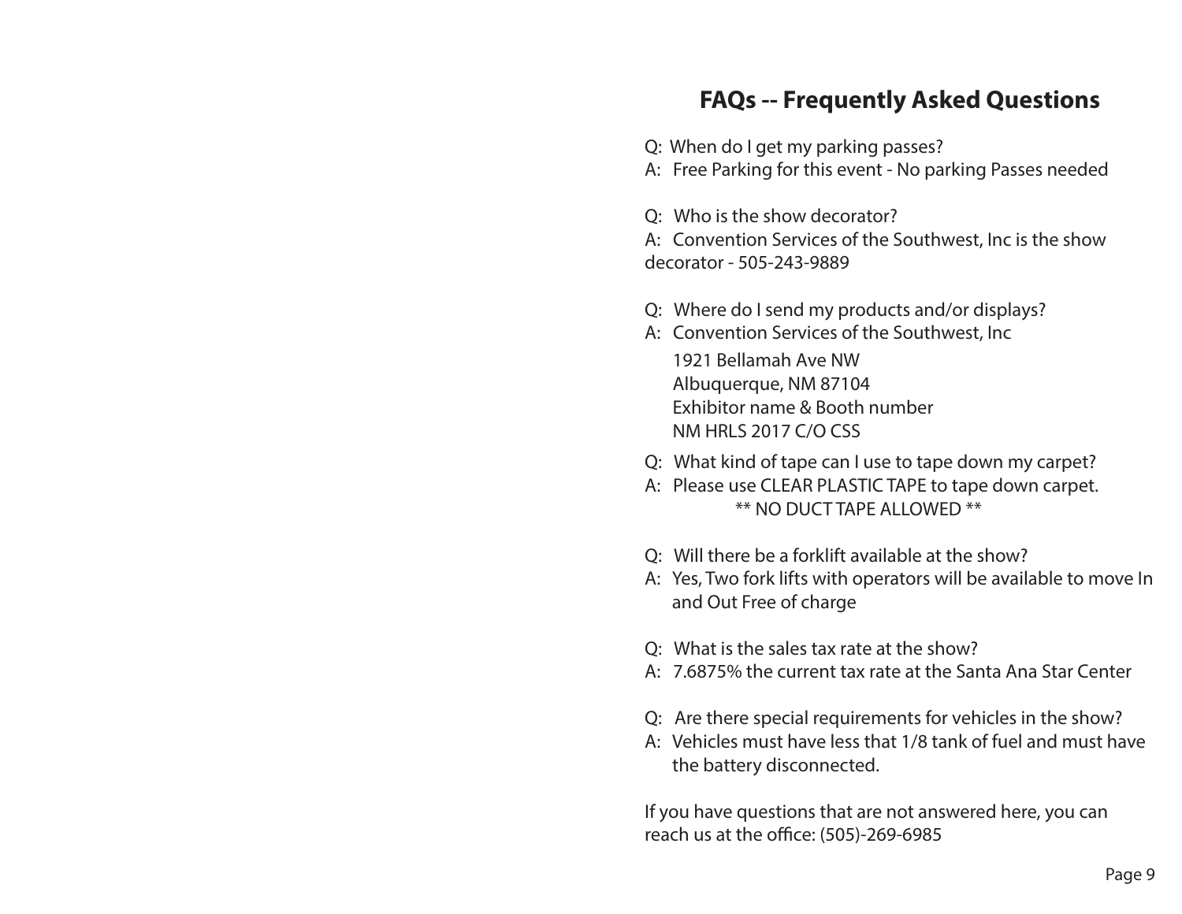## FAQs -- Frequently Asked Questions

Q: When do I get my parking passes?
A: Free Parking for this event - No parking Passes needed

Q: Who is the show decorator?
A: Convention Services of the Southwest, Inc is the show decorator - 505-243-9889

Q: Where do I send my products and/or displays?
A: Convention Services of the Southwest, Inc
1921 Bellamah Ave NW
Albuquerque, NM 87104
Exhibitor name & Booth number
NM HRLS 2017 C/O CSS

Q: What kind of tape can I use to tape down my carpet?
A: Please use CLEAR PLASTIC TAPE to tape down carpet.
** NO DUCT TAPE ALLOWED **

Q: Will there be a forklift available at the show?
A: Yes, Two fork lifts with operators will be available to move In and Out Free of charge

Q: What is the sales tax rate at the show?
A: 7.6875% the current tax rate at the Santa Ana Star Center

Q: Are there special requirements for vehicles in the show?
A: Vehicles must have less that 1/8 tank of fuel and must have the battery disconnected.

If you have questions that are not answered here, you can reach us at the office: (505)-269-6985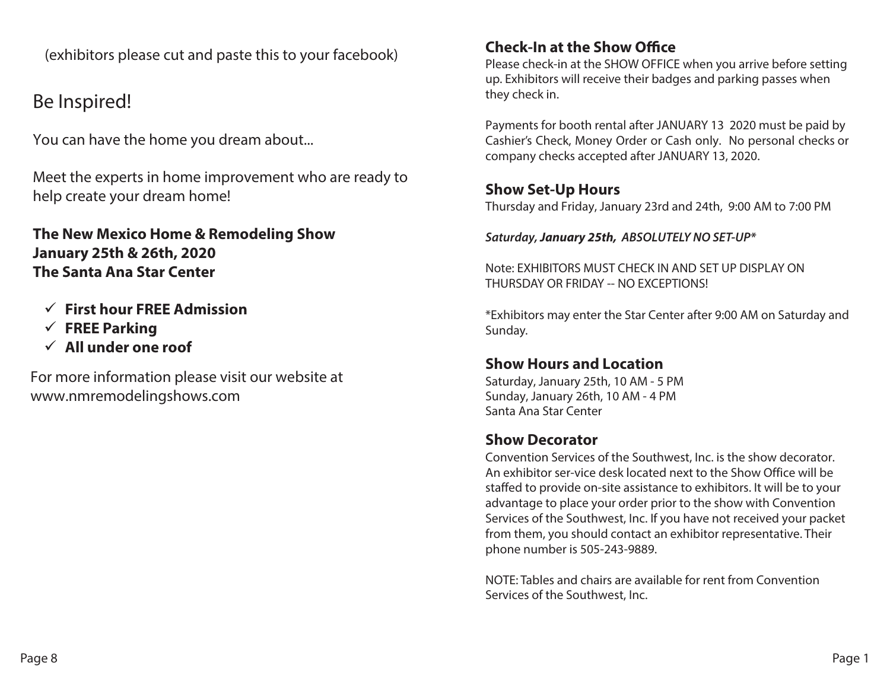(exhibitors please cut and paste this to your facebook)

## Be Inspired!

You can have the home you dream about...

Meet the experts in home improvement who are ready to help create your dream home!

**The New Mexico Home & Remodeling Show**
**January 25th & 26th, 2020**
**The Santa Ana Star Center**

- ✓ **First hour FREE Admission**
- ✓ **FREE Parking**
- ✓ **All under one roof**

For more information please visit our website at www.nmremodelingshows.com

### Check-In at the Show Office

Please check-in at the SHOW OFFICE when you arrive before setting up. Exhibitors will receive their badges and parking passes when they check in.

Payments for booth rental after JANUARY 13 2020 must be paid by Cashier's Check, Money Order or Cash only. No personal checks or company checks accepted after JANUARY 13, 2020.

### Show Set-Up Hours

Thursday and Friday, January 23rd and 24th, 9:00 AM to 7:00 PM

***Saturday, January 25th, ABSOLUTELY NO SET-UP****

Note: EXHIBITORS MUST CHECK IN AND SET UP DISPLAY ON THURSDAY OR FRIDAY -- NO EXCEPTIONS!

*Exhibitors may enter the Star Center after 9:00 AM on Saturday and Sunday.

### Show Hours and Location

Saturday, January 25th, 10 AM - 5 PM
Sunday, January 26th, 10 AM - 4 PM
Santa Ana Star Center

### Show Decorator

Convention Services of the Southwest, Inc. is the show decorator. An exhibitor ser-vice desk located next to the Show Office will be staffed to provide on-site assistance to exhibitors. It will be to your advantage to place your order prior to the show with Convention Services of the Southwest, Inc. If you have not received your packet from them, you should contact an exhibitor representative. Their phone number is 505-243-9889.

NOTE: Tables and chairs are available for rent from Convention Services of the Southwest, Inc.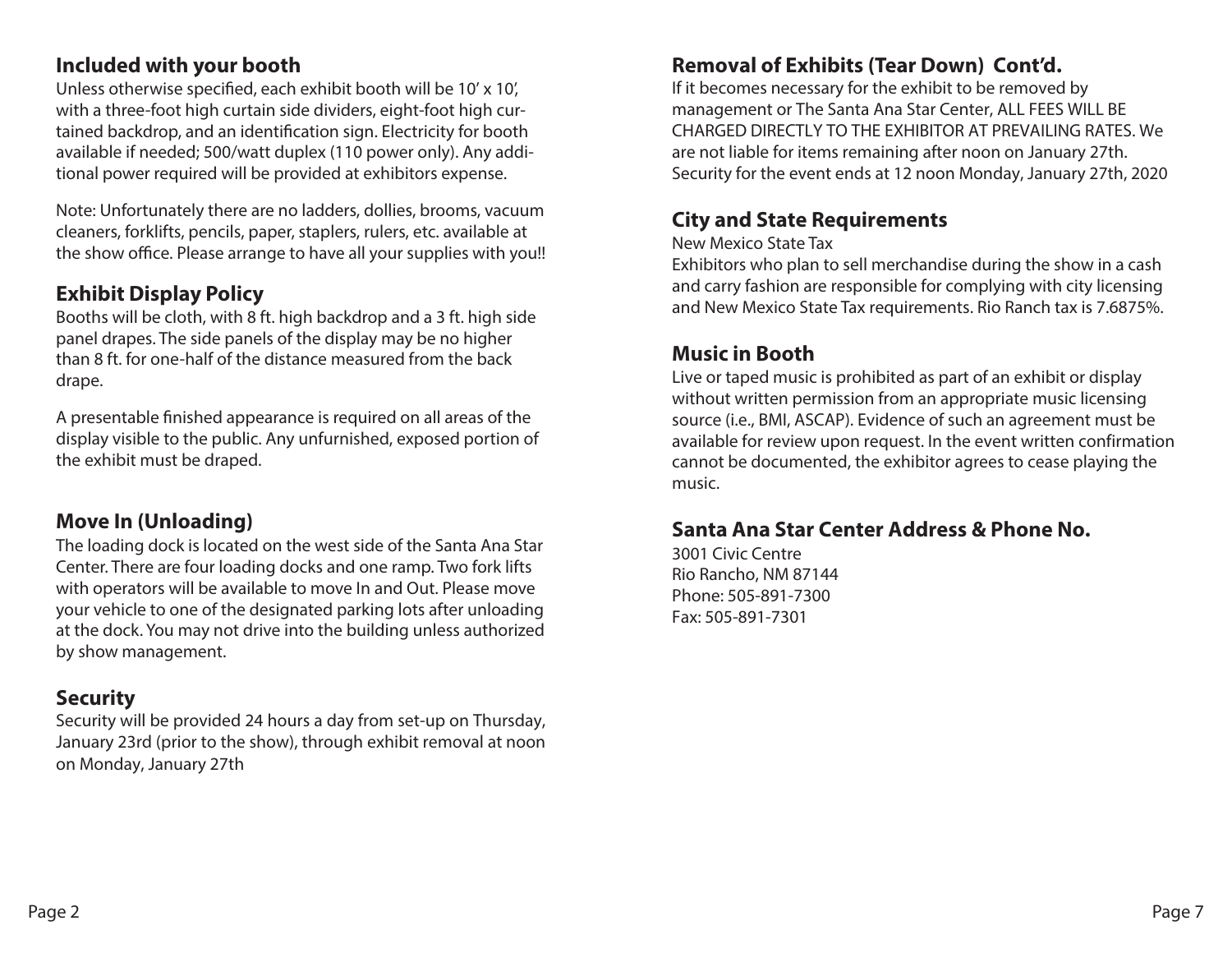## Included with your booth

Unless otherwise specified, each exhibit booth will be 10' x 10', with a three-foot high curtain side dividers, eight-foot high curtained backdrop, and an identification sign. Electricity for booth available if needed; 500/watt duplex (110 power only). Any additional power required will be provided at exhibitors expense.

Note: Unfortunately there are no ladders, dollies, brooms, vacuum cleaners, forklifts, pencils, paper, staplers, rulers, etc. available at the show office. Please arrange to have all your supplies with you!!

## Exhibit Display Policy

Booths will be cloth, with 8 ft. high backdrop and a 3 ft. high side panel drapes. The side panels of the display may be no higher than 8 ft. for one-half of the distance measured from the back drape.

A presentable finished appearance is required on all areas of the display visible to the public. Any unfurnished, exposed portion of the exhibit must be draped.

## Move In (Unloading)

The loading dock is located on the west side of the Santa Ana Star Center. There are four loading docks and one ramp. Two fork lifts with operators will be available to move In and Out. Please move your vehicle to one of the designated parking lots after unloading at the dock. You may not drive into the building unless authorized by show management.

## Security

Security will be provided 24 hours a day from set-up on Thursday, January 23rd (prior to the show), through exhibit removal at noon on Monday, January 27th

## Removal of Exhibits (Tear Down) Cont'd.

If it becomes necessary for the exhibit to be removed by management or The Santa Ana Star Center, ALL FEES WILL BE CHARGED DIRECTLY TO THE EXHIBITOR AT PREVAILING RATES. We are not liable for items remaining after noon on January 27th. Security for the event ends at 12 noon Monday, January 27th, 2020

## City and State Requirements

New Mexico State Tax

Exhibitors who plan to sell merchandise during the show in a cash and carry fashion are responsible for complying with city licensing and New Mexico State Tax requirements. Rio Ranch tax is 7.6875%.

## Music in Booth

Live or taped music is prohibited as part of an exhibit or display without written permission from an appropriate music licensing source (i.e., BMI, ASCAP). Evidence of such an agreement must be available for review upon request. In the event written confirmation cannot be documented, the exhibitor agrees to cease playing the music.

## Santa Ana Star Center Address & Phone No.

3001 Civic Centre
Rio Rancho, NM 87144
Phone: 505-891-7300
Fax: 505-891-7301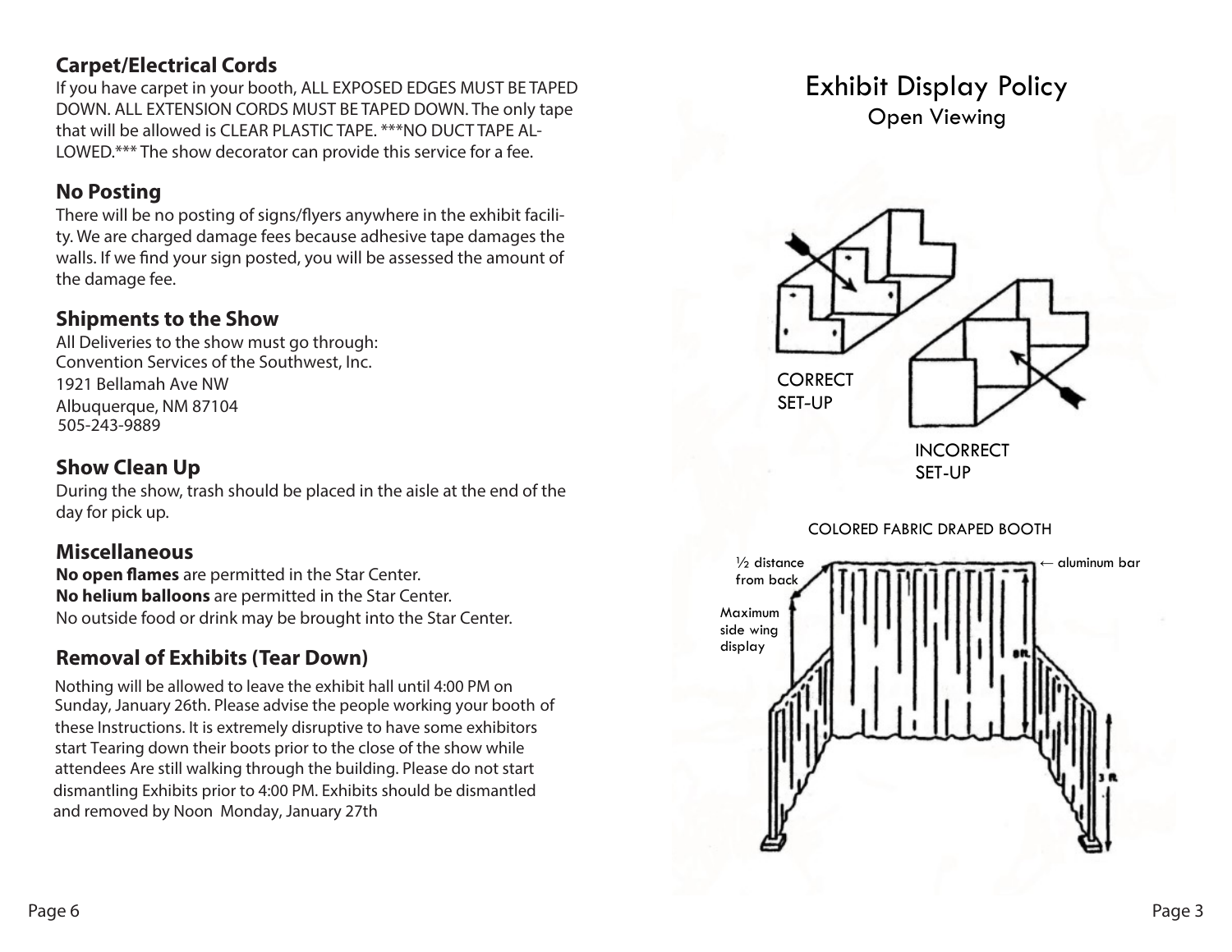## Carpet/Electrical Cords

If you have carpet in your booth, ALL EXPOSED EDGES MUST BE TAPED DOWN. ALL EXTENSION CORDS MUST BE TAPED DOWN. The only tape that will be allowed is CLEAR PLASTIC TAPE. ***NO DUCT TAPE ALLOWED.*** The show decorator can provide this service for a fee.

## No Posting

There will be no posting of signs/flyers anywhere in the exhibit facility. We are charged damage fees because adhesive tape damages the walls. If we find your sign posted, you will be assessed the amount of the damage fee.

## Shipments to the Show

All Deliveries to the show must go through:
Convention Services of the Southwest, Inc.
1921 Bellamah Ave NW
Albuquerque, NM 87104
505-243-9889

## Show Clean Up

During the show, trash should be placed in the aisle at the end of the day for pick up.

## Miscellaneous

**No open flames** are permitted in the Star Center.
**No helium balloons** are permitted in the Star Center.
No outside food or drink may be brought into the Star Center.

## Removal of Exhibits (Tear Down)

Nothing will be allowed to leave the exhibit hall until 4:00 PM on Sunday, January 26th. Please advise the people working your booth of these Instructions. It is extremely disruptive to have some exhibitors start Tearing down their boots prior to the close of the show while attendees Are still walking through the building. Please do not start dismantling Exhibits prior to 4:00 PM. Exhibits should be dismantled and removed by Noon Monday, January 27th

# Exhibit Display Policy

### Open Viewing

CORRECT SET-UP

INCORRECT SET-UP

COLORED FABRIC DRAPED BOOTH

½ distance from back

Maximum side wing display

← aluminum bar

8ft.

3 ft.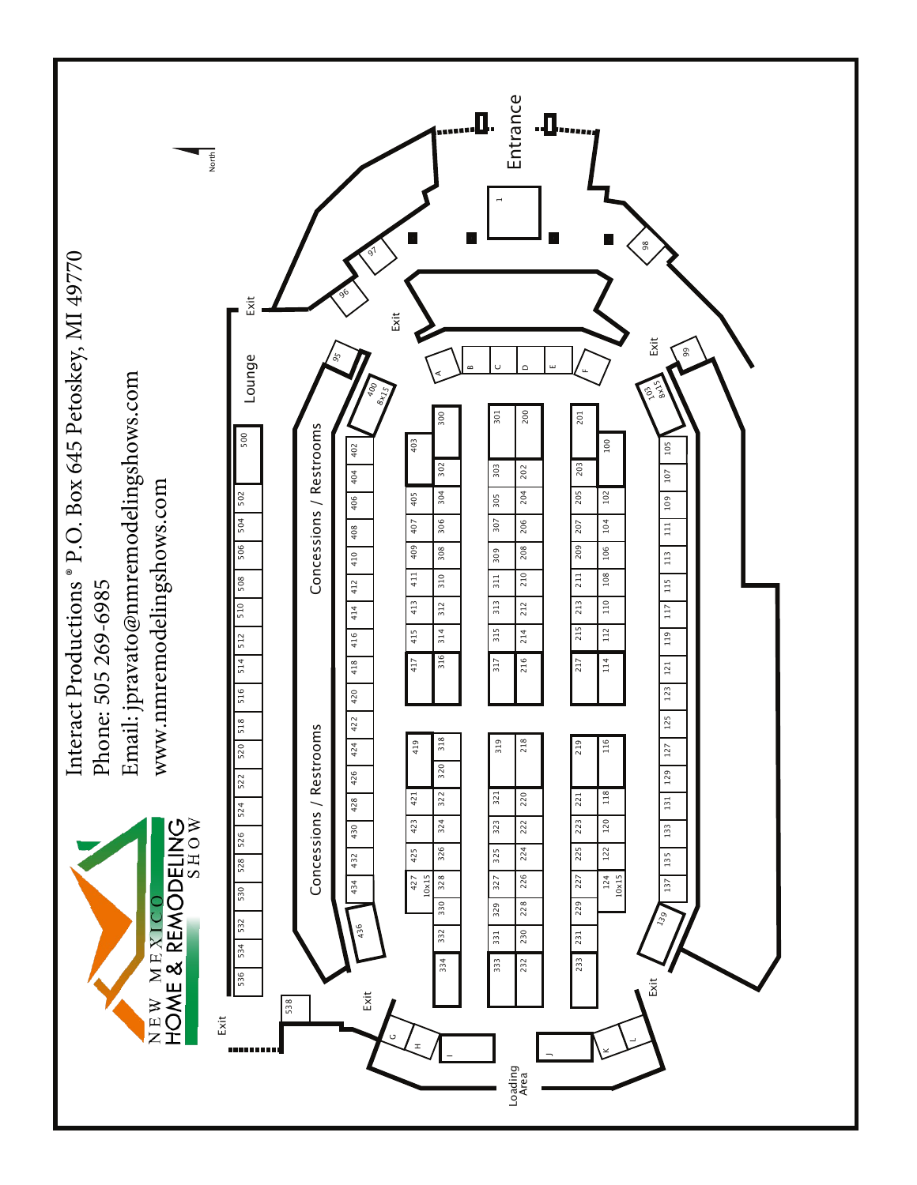Interact Productions ® P.O. Box 645 Petoskey, MI 49770

Phone: 505 269-6985

Email: jpravato@nmremodelingshows.com

www.nmremodelingshows.com

NEW MEXICO HOME & REMODELING SHOW

North

Entrance

Exit

Lounge

Concessions / Restrooms

Concessions / Restrooms

Loading Area

400 8x15

103 8x15

427 10x15

124 10x15

1

95 96 97 98 99

A B C D E F

G H I J K L

500 502 504 506 508 510 512 514 516 518 520 522 524 526 528 530 532 534 536 538

402 404 406 408 410 412 414 416 418 420 422 424 426 428 430 432 434 436

403 405 407 409 411 413 415 417 419 421 423 425

300 302 304 306 308 310 312 314 316 318 320 322 324 326 328 330 332 334

301 303 305 307 309 311 313 315 317 319 321 323 325 327 329 331 333

200 202 204 206 208 210 212 214 216 218 220 222 224 226 228 230 232

201 203 205 207 209 211 213 215 217 219 221 223 225 227 229 231 233

100 102 104 106 108 110 112 114 116 118 120 122

105 107 109 111 113 115 117 119 121 123 125 127 129 131 133 135 137 139